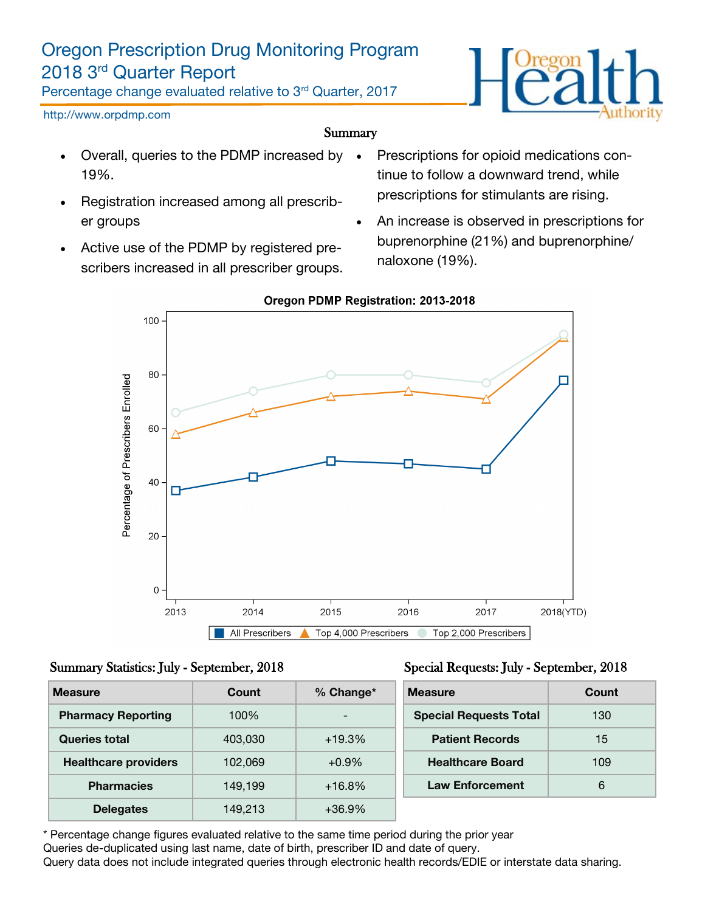# Oregon Prescription Drug Monitoring Program 2018 3rd Quarter Report

Percentage change evaluated relative to 3rd Quarter, 2017

http://www.orpdmp.com

## Summary

- Overall, queries to the PDMP increased by 19%.
- Registration increased among all prescriber groups
- Active use of the PDMP by registered prescribers increased in all prescriber groups.
- Prescriptions for opioid medications continue to follow a downward trend, while prescriptions for stimulants are rising.
- An increase is observed in prescriptions for buprenorphine (21%) and buprenorphine/ naloxone (19%).

**Oregon PDMP Registration: 2013-2018**

| Year | All Prescribers | Top 4,000 Prescribers | Top 2,000 Prescribers |
|---|---|---|---|
| 2013 | 37 | 58 | 66 |
| 2014 | 42 | 66 | 74 |
| 2015 | 48 | 72 | 80 |
| 2016 | 47 | 74 | 80 |
| 2017 | 45 | 71 | 77 |
| 2018(YTD) | 78 | 94 | 95 |

Y-axis: Percentage of Prescribers Enrolled

### Summary Statistics: July - September, 2018

| Measure | Count | % Change* |
|---|---|---|
| Pharmacy Reporting | 100% | - |
| Queries total | 403,030 | +19.3% |
| Healthcare providers | 102,069 | +0.9% |
| Pharmacies | 149,199 | +16.8% |
| Delegates | 149,213 | +36.9% |

### Special Requests: July - September, 2018

| Measure | Count |
|---|---|
| Special Requests Total | 130 |
| Patient Records | 15 |
| Healthcare Board | 109 |
| Law Enforcement | 6 |

\* Percentage change figures evaluated relative to the same time period during the prior year
Queries de-duplicated using last name, date of birth, prescriber ID and date of query.
Query data does not include integrated queries through electronic health records/EDIE or interstate data sharing.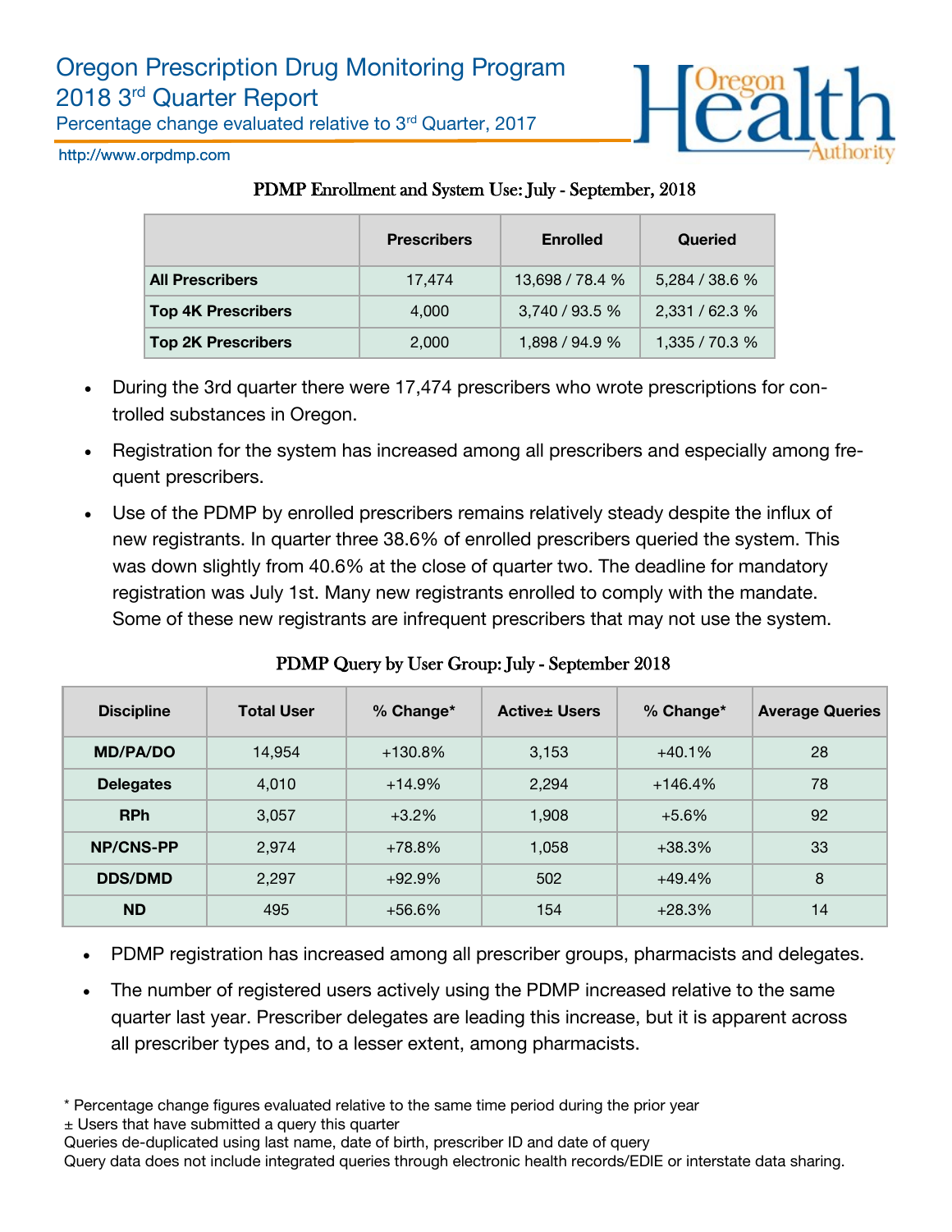# Oregon Prescription Drug Monitoring Program

## 2018 3rd Quarter Report

Percentage change evaluated relative to 3rd Quarter, 2017

http://www.orpdmp.com

### PDMP Enrollment and System Use: July - September, 2018

| | Prescribers | Enrolled | Queried |
|---|---|---|---|
| **All Prescribers** | 17,474 | 13,698 / 78.4 % | 5,284 / 38.6 % |
| **Top 4K Prescribers** | 4,000 | 3,740 / 93.5 % | 2,331 / 62.3 % |
| **Top 2K Prescribers** | 2,000 | 1,898 / 94.9 % | 1,335 / 70.3 % |

- During the 3rd quarter there were 17,474 prescribers who wrote prescriptions for controlled substances in Oregon.
- Registration for the system has increased among all prescribers and especially among frequent prescribers.
- Use of the PDMP by enrolled prescribers remains relatively steady despite the influx of new registrants. In quarter three 38.6% of enrolled prescribers queried the system. This was down slightly from 40.6% at the close of quarter two. The deadline for mandatory registration was July 1st. Many new registrants enrolled to comply with the mandate. Some of these new registrants are infrequent prescribers that may not use the system.

### PDMP Query by User Group: July - September 2018

| Discipline | Total User | % Change* | Active± Users | % Change* | Average Queries |
|---|---|---|---|---|---|
| **MD/PA/DO** | 14,954 | +130.8% | 3,153 | +40.1% | 28 |
| **Delegates** | 4,010 | +14.9% | 2,294 | +146.4% | 78 |
| **RPh** | 3,057 | +3.2% | 1,908 | +5.6% | 92 |
| **NP/CNS-PP** | 2,974 | +78.8% | 1,058 | +38.3% | 33 |
| **DDS/DMD** | 2,297 | +92.9% | 502 | +49.4% | 8 |
| **ND** | 495 | +56.6% | 154 | +28.3% | 14 |

- PDMP registration has increased among all prescriber groups, pharmacists and delegates.
- The number of registered users actively using the PDMP increased relative to the same quarter last year. Prescriber delegates are leading this increase, but it is apparent across all prescriber types and, to a lesser extent, among pharmacists.

\* Percentage change figures evaluated relative to the same time period during the prior year

± Users that have submitted a query this quarter

Queries de-duplicated using last name, date of birth, prescriber ID and date of query

Query data does not include integrated queries through electronic health records/EDIE or interstate data sharing.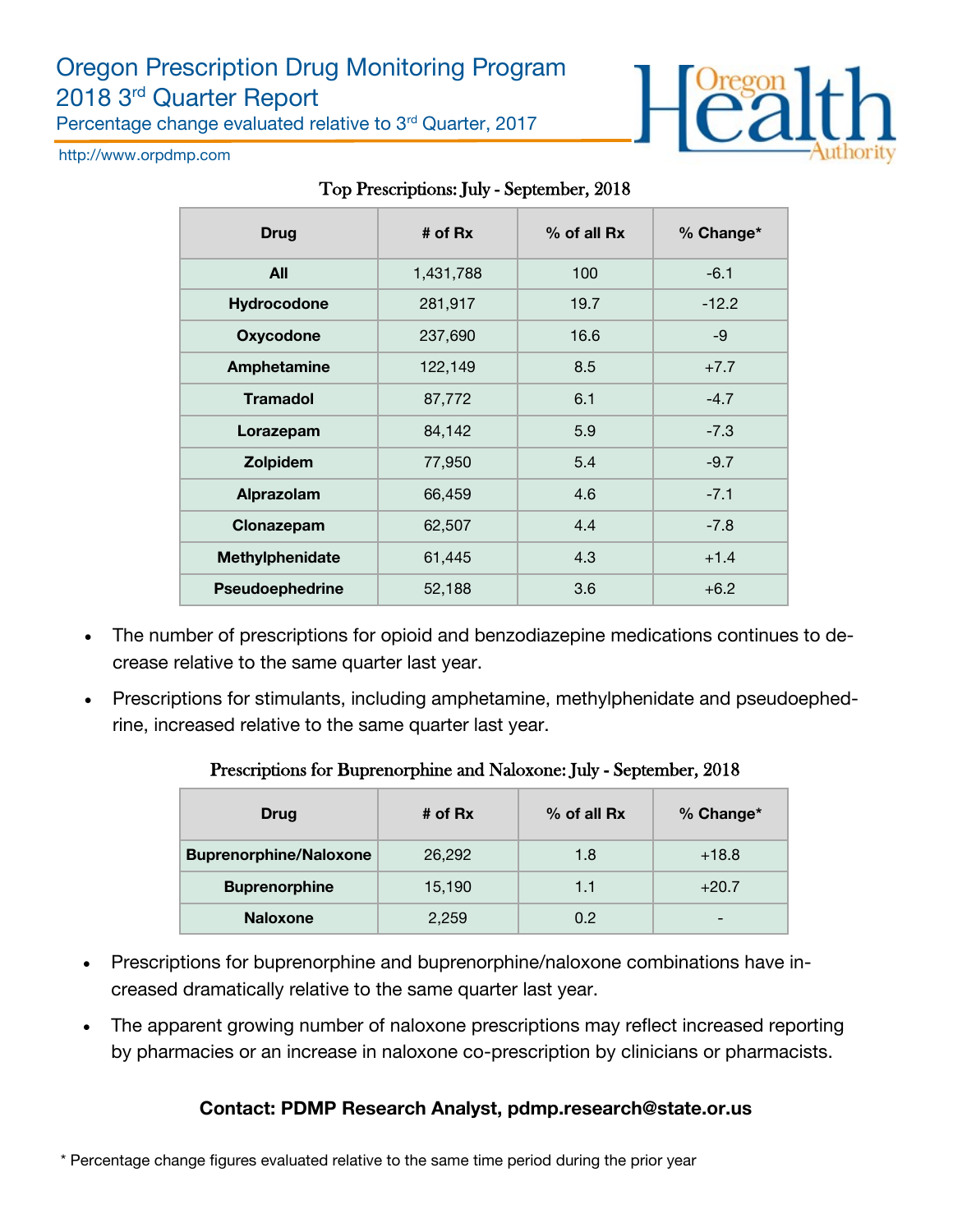# Oregon Prescription Drug Monitoring Program
## 2018 3rd Quarter Report

Percentage change evaluated relative to 3rd Quarter, 2017

http://www.orpdmp.com

### Top Prescriptions: July - September, 2018

| Drug | # of Rx | % of all Rx | % Change* |
|---|---|---|---|
| **All** | 1,431,788 | 100 | -6.1 |
| **Hydrocodone** | 281,917 | 19.7 | -12.2 |
| **Oxycodone** | 237,690 | 16.6 | -9 |
| **Amphetamine** | 122,149 | 8.5 | +7.7 |
| **Tramadol** | 87,772 | 6.1 | -4.7 |
| **Lorazepam** | 84,142 | 5.9 | -7.3 |
| **Zolpidem** | 77,950 | 5.4 | -9.7 |
| **Alprazolam** | 66,459 | 4.6 | -7.1 |
| **Clonazepam** | 62,507 | 4.4 | -7.8 |
| **Methylphenidate** | 61,445 | 4.3 | +1.4 |
| **Pseudoephedrine** | 52,188 | 3.6 | +6.2 |

- The number of prescriptions for opioid and benzodiazepine medications continues to decrease relative to the same quarter last year.
- Prescriptions for stimulants, including amphetamine, methylphenidate and pseudoephedrine, increased relative to the same quarter last year.

### Prescriptions for Buprenorphine and Naloxone: July - September, 2018

| Drug | # of Rx | % of all Rx | % Change* |
|---|---|---|---|
| **Buprenorphine/Naloxone** | 26,292 | 1.8 | +18.8 |
| **Buprenorphine** | 15,190 | 1.1 | +20.7 |
| **Naloxone** | 2,259 | 0.2 | - |

- Prescriptions for buprenorphine and buprenorphine/naloxone combinations have increased dramatically relative to the same quarter last year.
- The apparent growing number of naloxone prescriptions may reflect increased reporting by pharmacies or an increase in naloxone co-prescription by clinicians or pharmacists.

**Contact: PDMP Research Analyst, pdmp.research@state.or.us**

\* Percentage change figures evaluated relative to the same time period during the prior year